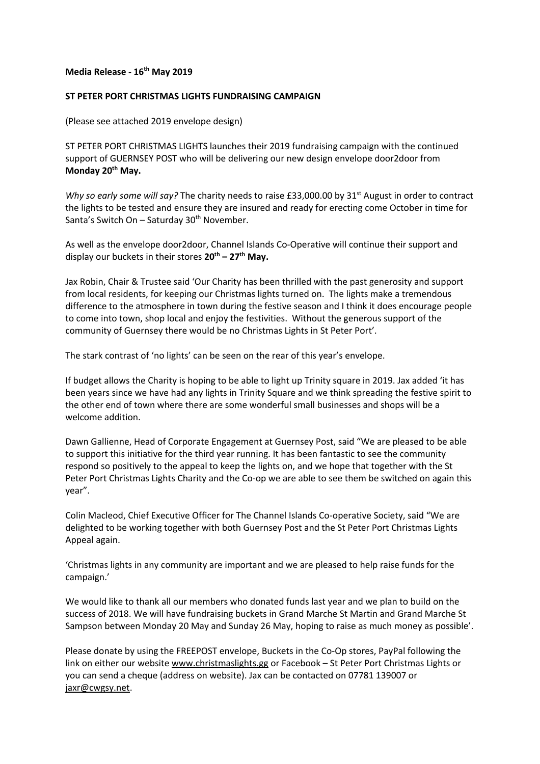**Media Release - 16th May 2019**

**ST PETER PORT CHRISTMAS LIGHTS FUNDRAISING CAMPAIGN**

(Please see attached 2019 envelope design)

ST PETER PORT CHRISTMAS LIGHTS launches their 2019 fundraising campaign with the continued support of GUERNSEY POST who will be delivering our new design envelope door2door from **Monday 20th May.**

*Why so early some will say?* The charity needs to raise £33,000.00 by 31st August in order to contract the lights to be tested and ensure they are insured and ready for erecting come October in time for Santa's Switch On – Saturday 30th November.

As well as the envelope door2door, Channel Islands Co-Operative will continue their support and display our buckets in their stores **20th – 27th May.**

Jax Robin, Chair & Trustee said 'Our Charity has been thrilled with the past generosity and support from local residents, for keeping our Christmas lights turned on. The lights make a tremendous difference to the atmosphere in town during the festive season and I think it does encourage people to come into town, shop local and enjoy the festivities. Without the generous support of the community of Guernsey there would be no Christmas Lights in St Peter Port'.

The stark contrast of 'no lights' can be seen on the rear of this year's envelope.

If budget allows the Charity is hoping to be able to light up Trinity square in 2019. Jax added 'it has been years since we have had any lights in Trinity Square and we think spreading the festive spirit to the other end of town where there are some wonderful small businesses and shops will be a welcome addition.

Dawn Gallienne, Head of Corporate Engagement at Guernsey Post, said "We are pleased to be able to support this initiative for the third year running. It has been fantastic to see the community respond so positively to the appeal to keep the lights on, and we hope that together with the St Peter Port Christmas Lights Charity and the Co-op we are able to see them be switched on again this year".

Colin Macleod, Chief Executive Officer for The Channel Islands Co-operative Society, said "We are delighted to be working together with both Guernsey Post and the St Peter Port Christmas Lights Appeal again.

'Christmas lights in any community are important and we are pleased to help raise funds for the campaign.'

We would like to thank all our members who donated funds last year and we plan to build on the success of 2018. We will have fundraising buckets in Grand Marche St Martin and Grand Marche St Sampson between Monday 20 May and Sunday 26 May, hoping to raise as much money as possible'.

Please donate by using the FREEPOST envelope, Buckets in the Co-Op stores, PayPal following the link on either our website www.christmaslights.gg or Facebook – St Peter Port Christmas Lights or you can send a cheque (address on website). Jax can be contacted on 07781 139007 or jaxr@cwgsy.net.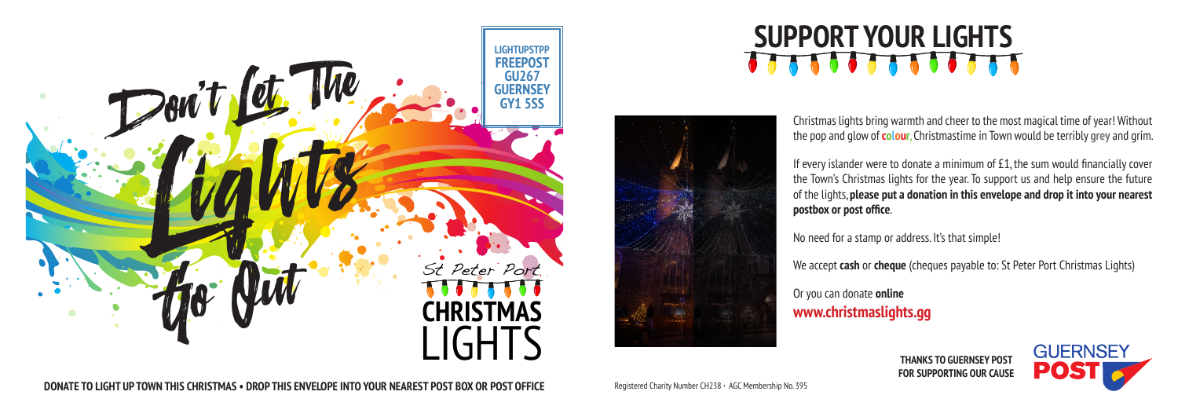Don't Let The Lights Go Out

LIGHTUPSTPP
FREEPOST
GU267
GUERNSEY
GY1 5SS

St Peter Port
CHRISTMAS
LIGHTS

**DONATE TO LIGHT UP TOWN THIS CHRISTMAS • DROP THIS ENVELOPE INTO YOUR NEAREST POST BOX OR POST OFFICE**

# SUPPORT YOUR LIGHTS

Christmas lights bring warmth and cheer to the most magical time of year! Without the pop and glow of colour, Christmastime in Town would be terribly grey and grim.

If every islander were to donate a minimum of £1, the sum would financially cover the Town's Christmas lights for the year. To support us and help ensure the future of the lights, **please put a donation in this envelope and drop it into your nearest postbox or post office**.

No need for a stamp or address. It's that simple!

We accept **cash** or **cheque** (cheques payable to: St Peter Port Christmas Lights)

Or you can donate **online**
**www.christmaslights.gg**

**THANKS TO GUERNSEY POST FOR SUPPORTING OUR CAUSE**

GUERNSEY POST

Registered Charity Number CH238 • AGC Membership No. 395